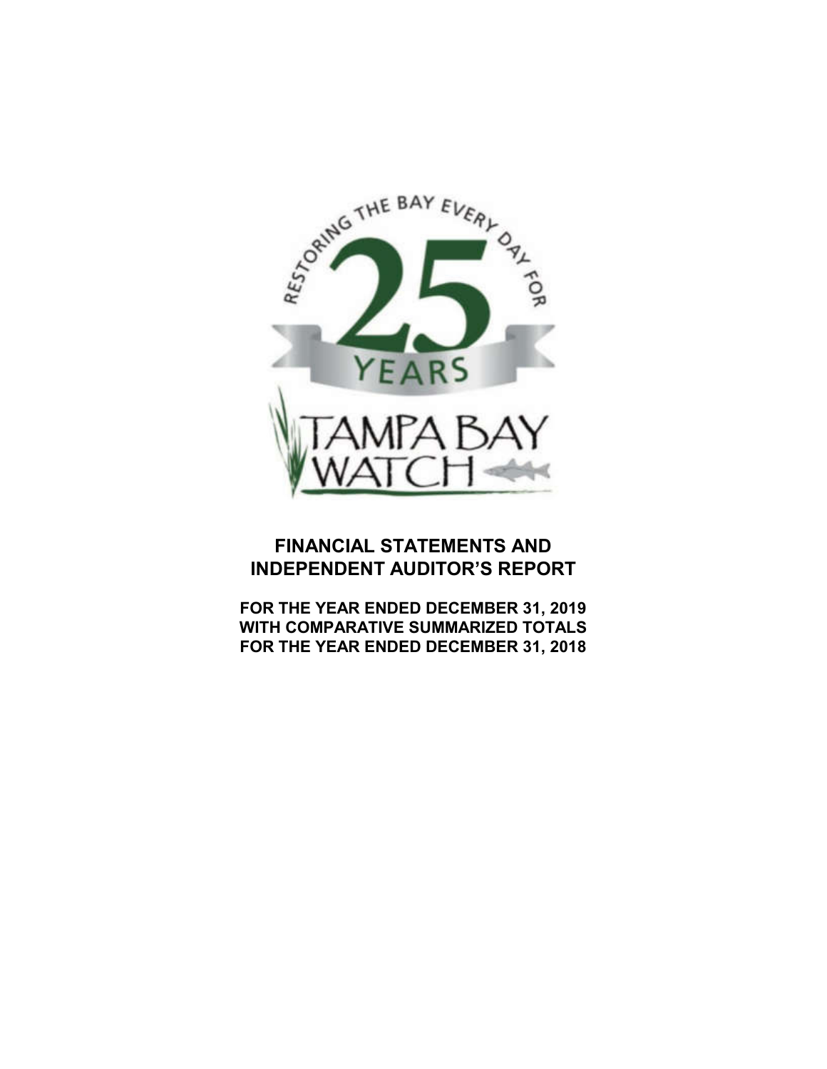# FINANCIAL STATEMENTS AND INDEPENDENT AUDITOR'S REPORT

**FOR THE YEAR ENDED DECEMBER 31, 2019**
**WITH COMPARATIVE SUMMARIZED TOTALS**
**FOR THE YEAR ENDED DECEMBER 31, 2018**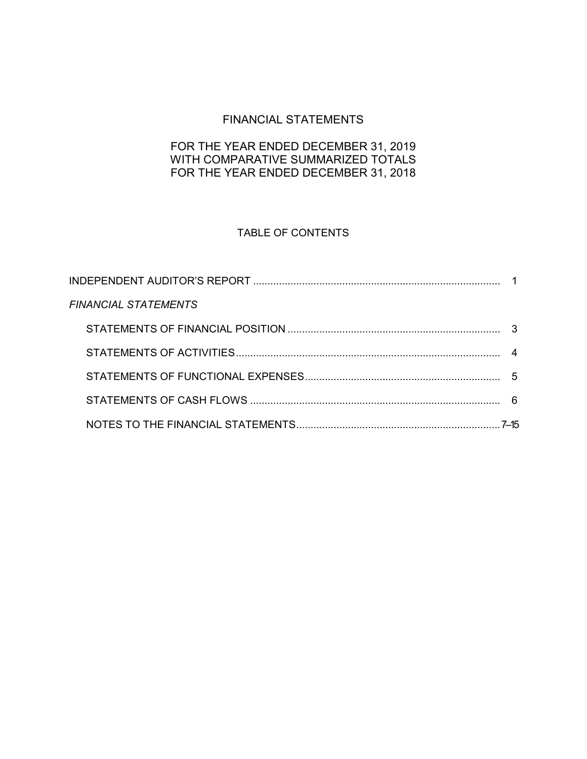# FINANCIAL STATEMENTS

## FOR THE YEAR ENDED DECEMBER 31, 2019
## WITH COMPARATIVE SUMMARIZED TOTALS
## FOR THE YEAR ENDED DECEMBER 31, 2018

### TABLE OF CONTENTS

| | |
|---|---|
| INDEPENDENT AUDITOR'S REPORT | 1 |
| *FINANCIAL STATEMENTS* | |
| STATEMENTS OF FINANCIAL POSITION | 3 |
| STATEMENTS OF ACTIVITIES | 4 |
| STATEMENTS OF FUNCTIONAL EXPENSES | 5 |
| STATEMENTS OF CASH FLOWS | 6 |
| NOTES TO THE FINANCIAL STATEMENTS | 7–15 |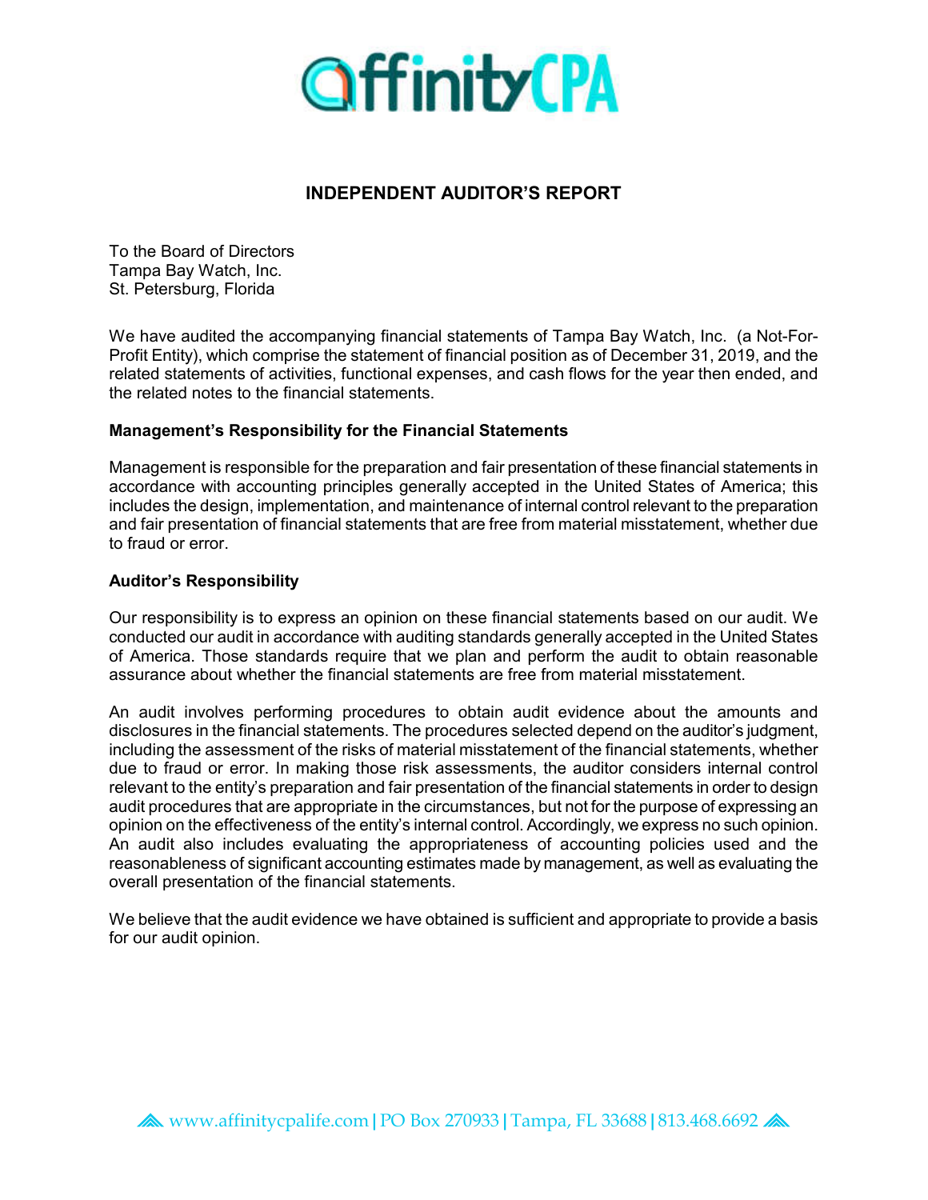## INDEPENDENT AUDITOR'S REPORT

To the Board of Directors
Tampa Bay Watch, Inc.
St. Petersburg, Florida

We have audited the accompanying financial statements of Tampa Bay Watch, Inc. (a Not-For-Profit Entity), which comprise the statement of financial position as of December 31, 2019, and the related statements of activities, functional expenses, and cash flows for the year then ended, and the related notes to the financial statements.

**Management's Responsibility for the Financial Statements**

Management is responsible for the preparation and fair presentation of these financial statements in accordance with accounting principles generally accepted in the United States of America; this includes the design, implementation, and maintenance of internal control relevant to the preparation and fair presentation of financial statements that are free from material misstatement, whether due to fraud or error.

**Auditor's Responsibility**

Our responsibility is to express an opinion on these financial statements based on our audit. We conducted our audit in accordance with auditing standards generally accepted in the United States of America. Those standards require that we plan and perform the audit to obtain reasonable assurance about whether the financial statements are free from material misstatement.

An audit involves performing procedures to obtain audit evidence about the amounts and disclosures in the financial statements. The procedures selected depend on the auditor's judgment, including the assessment of the risks of material misstatement of the financial statements, whether due to fraud or error. In making those risk assessments, the auditor considers internal control relevant to the entity's preparation and fair presentation of the financial statements in order to design audit procedures that are appropriate in the circumstances, but not for the purpose of expressing an opinion on the effectiveness of the entity's internal control. Accordingly, we express no such opinion. An audit also includes evaluating the appropriateness of accounting policies used and the reasonableness of significant accounting estimates made by management, as well as evaluating the overall presentation of the financial statements.

We believe that the audit evidence we have obtained is sufficient and appropriate to provide a basis for our audit opinion.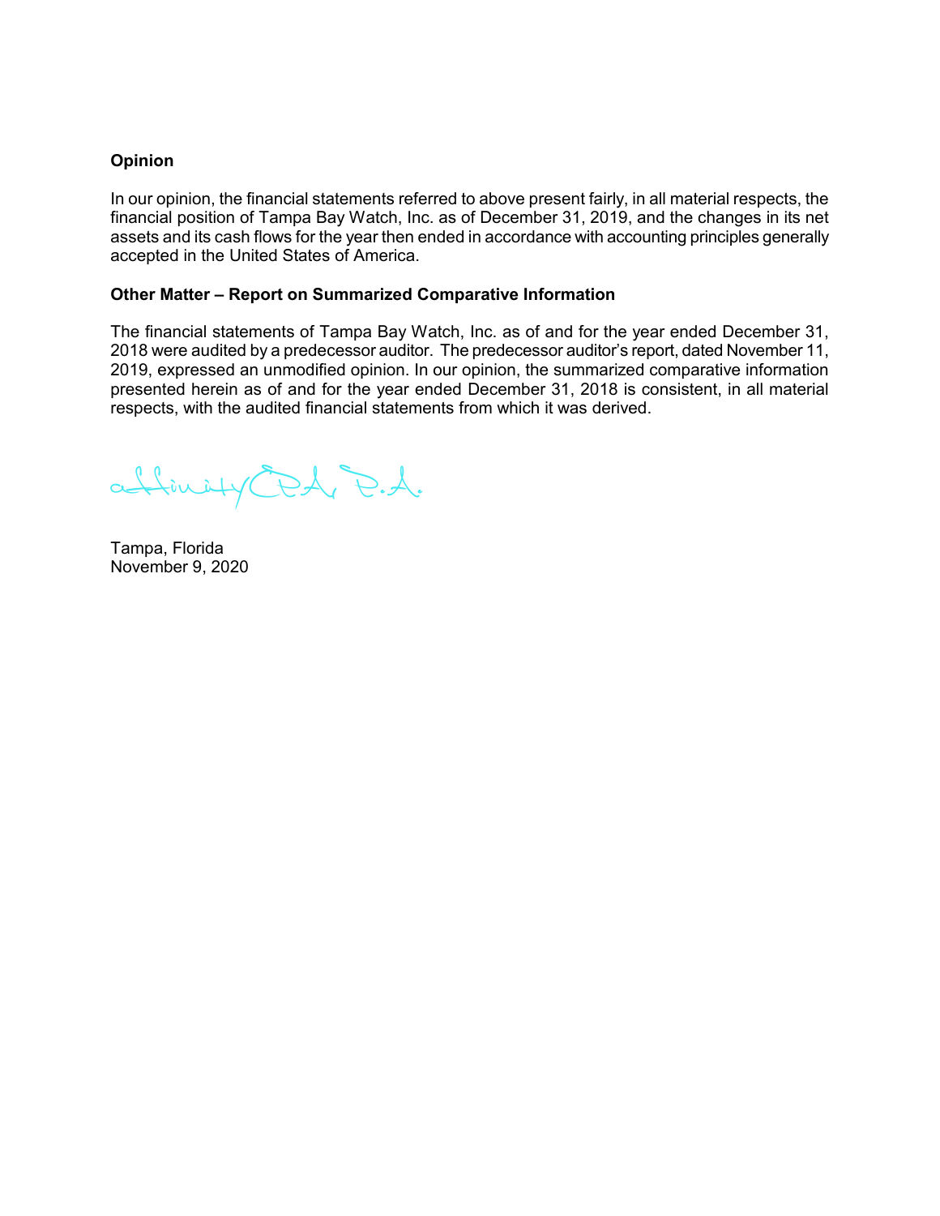**Opinion**

In our opinion, the financial statements referred to above present fairly, in all material respects, the financial position of Tampa Bay Watch, Inc. as of December 31, 2019, and the changes in its net assets and its cash flows for the year then ended in accordance with accounting principles generally accepted in the United States of America.

**Other Matter – Report on Summarized Comparative Information**

The financial statements of Tampa Bay Watch, Inc. as of and for the year ended December 31, 2018 were audited by a predecessor auditor. The predecessor auditor's report, dated November 11, 2019, expressed an unmodified opinion. In our opinion, the summarized comparative information presented herein as of and for the year ended December 31, 2018 is consistent, in all material respects, with the audited financial statements from which it was derived.

affinityCPA, P.A.

Tampa, Florida
November 9, 2020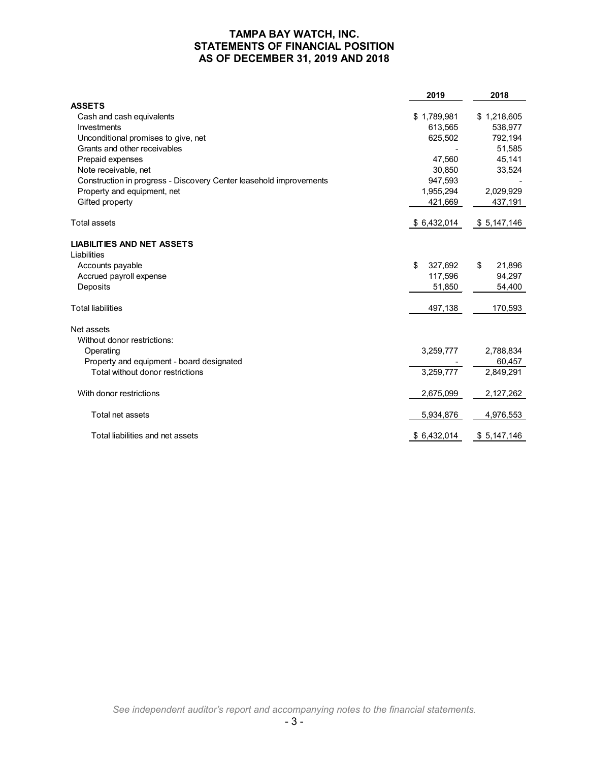# TAMPA BAY WATCH, INC.
# STATEMENTS OF FINANCIAL POSITION
# AS OF DECEMBER 31, 2019 AND 2018

| | 2019 | 2018 |
|---|---|---|
| **ASSETS** | | |
| Cash and cash equivalents | $ 1,789,981 | $ 1,218,605 |
| Investments | 613,565 | 538,977 |
| Unconditional promises to give, net | 625,502 | 792,194 |
| Grants and other receivables | - | 51,585 |
| Prepaid expenses | 47,560 | 45,141 |
| Note receivable, net | 30,850 | 33,524 |
| Construction in progress - Discovery Center leasehold improvements | 947,593 | - |
| Property and equipment, net | 1,955,294 | 2,029,929 |
| Gifted property | 421,669 | 437,191 |
| Total assets | $ 6,432,014 | $ 5,147,146 |
| **LIABILITIES AND NET ASSETS** | | |
| Liabilities | | |
| Accounts payable | $ 327,692 | $ 21,896 |
| Accrued payroll expense | 117,596 | 94,297 |
| Deposits | 51,850 | 54,400 |
| Total liabilities | 497,138 | 170,593 |
| Net assets | | |
| Without donor restrictions: | | |
| Operating | 3,259,777 | 2,788,834 |
| Property and equipment - board designated | - | 60,457 |
| Total without donor restrictions | 3,259,777 | 2,849,291 |
| With donor restrictions | 2,675,099 | 2,127,262 |
| Total net assets | 5,934,876 | 4,976,553 |
| Total liabilities and net assets | $ 6,432,014 | $ 5,147,146 |

*See independent auditor's report and accompanying notes to the financial statements.*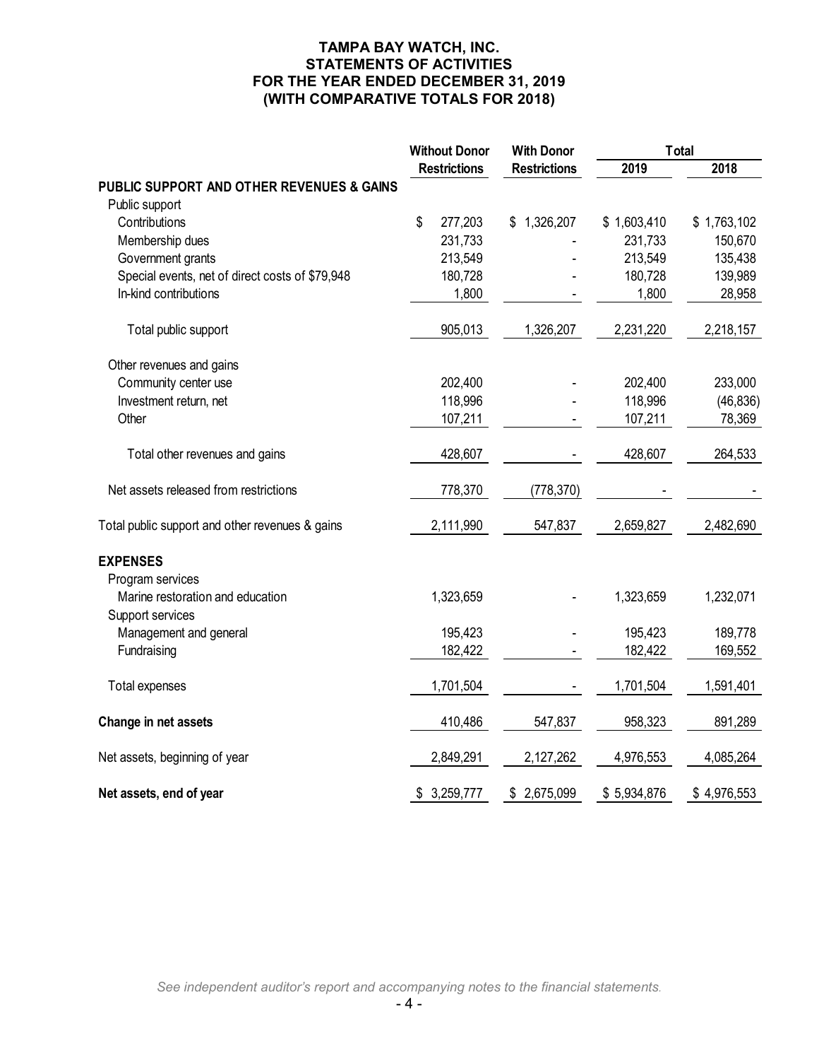# TAMPA BAY WATCH, INC.
## STATEMENTS OF ACTIVITIES
## FOR THE YEAR ENDED DECEMBER 31, 2019
## (WITH COMPARATIVE TOTALS FOR 2018)

| | Without Donor Restrictions | With Donor Restrictions | Total 2019 | Total 2018 |
|---|---|---|---|---|
| **PUBLIC SUPPORT AND OTHER REVENUES & GAINS** | | | | |
| Public support | | | | |
| Contributions | $ 277,203 | $ 1,326,207 | $ 1,603,410 | $ 1,763,102 |
| Membership dues | 231,733 | - | 231,733 | 150,670 |
| Government grants | 213,549 | - | 213,549 | 135,438 |
| Special events, net of direct costs of $79,948 | 180,728 | - | 180,728 | 139,989 |
| In-kind contributions | 1,800 | - | 1,800 | 28,958 |
| Total public support | 905,013 | 1,326,207 | 2,231,220 | 2,218,157 |
| Other revenues and gains | | | | |
| Community center use | 202,400 | - | 202,400 | 233,000 |
| Investment return, net | 118,996 | - | 118,996 | (46,836) |
| Other | 107,211 | - | 107,211 | 78,369 |
| Total other revenues and gains | 428,607 | - | 428,607 | 264,533 |
| Net assets released from restrictions | 778,370 | (778,370) | - | - |
| Total public support and other revenues & gains | 2,111,990 | 547,837 | 2,659,827 | 2,482,690 |
| **EXPENSES** | | | | |
| Program services | | | | |
| Marine restoration and education | 1,323,659 | - | 1,323,659 | 1,232,071 |
| Support services | | | | |
| Management and general | 195,423 | - | 195,423 | 189,778 |
| Fundraising | 182,422 | - | 182,422 | 169,552 |
| Total expenses | 1,701,504 | - | 1,701,504 | 1,591,401 |
| **Change in net assets** | 410,486 | 547,837 | 958,323 | 891,289 |
| Net assets, beginning of year | 2,849,291 | 2,127,262 | 4,976,553 | 4,085,264 |
| **Net assets, end of year** | $ 3,259,777 | $ 2,675,099 | $ 5,934,876 | $ 4,976,553 |

*See independent auditor's report and accompanying notes to the financial statements.*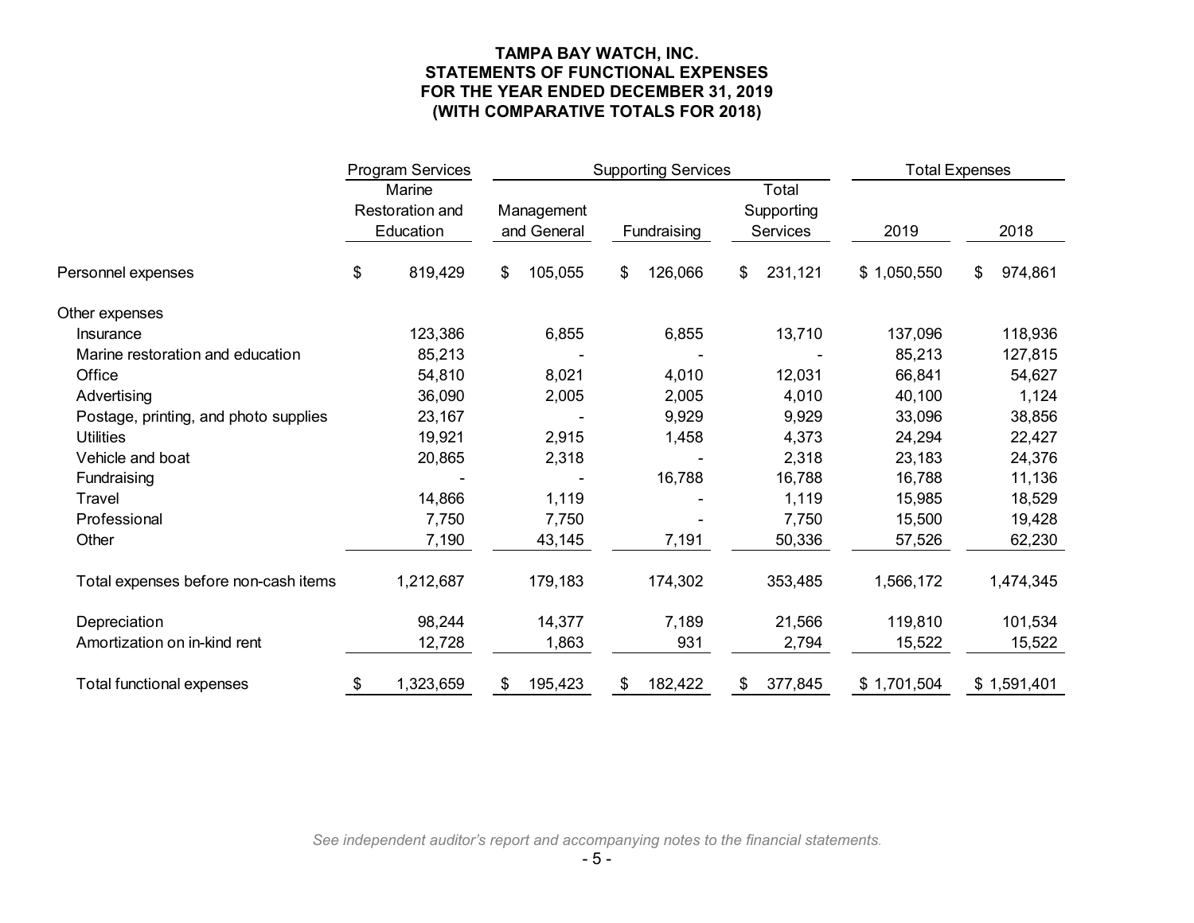**TAMPA BAY WATCH, INC.**
**STATEMENTS OF FUNCTIONAL EXPENSES**
**FOR THE YEAR ENDED DECEMBER 31, 2019**
**(WITH COMPARATIVE TOTALS FOR 2018)**

| | Program Services | Supporting Services | | | Total Expenses | |
|---|---|---|---|---|---|---|
| | Marine Restoration and Education | Management and General | Fundraising | Total Supporting Services | 2019 | 2018 |
| Personnel expenses | $ 819,429 | $ 105,055 | $ 126,066 | $ 231,121 | $ 1,050,550 | $ 974,861 |
| Other expenses | | | | | | |
| Insurance | 123,386 | 6,855 | 6,855 | 13,710 | 137,096 | 118,936 |
| Marine restoration and education | 85,213 | - | - | - | 85,213 | 127,815 |
| Office | 54,810 | 8,021 | 4,010 | 12,031 | 66,841 | 54,627 |
| Advertising | 36,090 | 2,005 | 2,005 | 4,010 | 40,100 | 1,124 |
| Postage, printing, and photo supplies | 23,167 | - | 9,929 | 9,929 | 33,096 | 38,856 |
| Utilities | 19,921 | 2,915 | 1,458 | 4,373 | 24,294 | 22,427 |
| Vehicle and boat | 20,865 | 2,318 | - | 2,318 | 23,183 | 24,376 |
| Fundraising | - | - | 16,788 | 16,788 | 16,788 | 11,136 |
| Travel | 14,866 | 1,119 | - | 1,119 | 15,985 | 18,529 |
| Professional | 7,750 | 7,750 | - | 7,750 | 15,500 | 19,428 |
| Other | 7,190 | 43,145 | 7,191 | 50,336 | 57,526 | 62,230 |
| Total expenses before non-cash items | 1,212,687 | 179,183 | 174,302 | 353,485 | 1,566,172 | 1,474,345 |
| Depreciation | 98,244 | 14,377 | 7,189 | 21,566 | 119,810 | 101,534 |
| Amortization on in-kind rent | 12,728 | 1,863 | 931 | 2,794 | 15,522 | 15,522 |
| Total functional expenses | $ 1,323,659 | $ 195,423 | $ 182,422 | $ 377,845 | $ 1,701,504 | $ 1,591,401 |

*See independent auditor's report and accompanying notes to the financial statements.*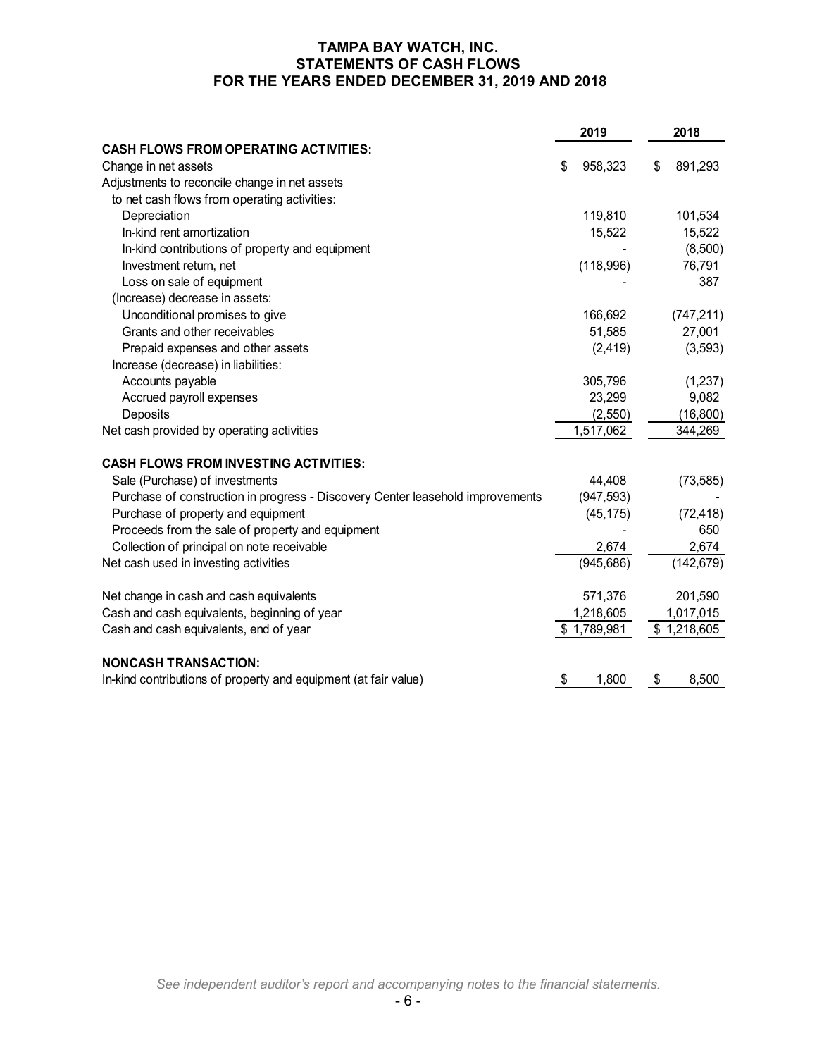# TAMPA BAY WATCH, INC.
# STATEMENTS OF CASH FLOWS
# FOR THE YEARS ENDED DECEMBER 31, 2019 AND 2018

| | 2019 | 2018 |
|---|---|---|
| **CASH FLOWS FROM OPERATING ACTIVITIES:** | | |
| Change in net assets | $ 958,323 | $ 891,293 |
| Adjustments to reconcile change in net assets | | |
| to net cash flows from operating activities: | | |
| Depreciation | 119,810 | 101,534 |
| In-kind rent amortization | 15,522 | 15,522 |
| In-kind contributions of property and equipment | - | (8,500) |
| Investment return, net | (118,996) | 76,791 |
| Loss on sale of equipment | - | 387 |
| (Increase) decrease in assets: | | |
| Unconditional promises to give | 166,692 | (747,211) |
| Grants and other receivables | 51,585 | 27,001 |
| Prepaid expenses and other assets | (2,419) | (3,593) |
| Increase (decrease) in liabilities: | | |
| Accounts payable | 305,796 | (1,237) |
| Accrued payroll expenses | 23,299 | 9,082 |
| Deposits | (2,550) | (16,800) |
| Net cash provided by operating activities | 1,517,062 | 344,269 |
| **CASH FLOWS FROM INVESTING ACTIVITIES:** | | |
| Sale (Purchase) of investments | 44,408 | (73,585) |
| Purchase of construction in progress - Discovery Center leasehold improvements | (947,593) | - |
| Purchase of property and equipment | (45,175) | (72,418) |
| Proceeds from the sale of property and equipment | - | 650 |
| Collection of principal on note receivable | 2,674 | 2,674 |
| Net cash used in investing activities | (945,686) | (142,679) |
| Net change in cash and cash equivalents | 571,376 | 201,590 |
| Cash and cash equivalents, beginning of year | 1,218,605 | 1,017,015 |
| Cash and cash equivalents, end of year | $ 1,789,981 | $ 1,218,605 |
| **NONCASH TRANSACTION:** | | |
| In-kind contributions of property and equipment (at fair value) | $ 1,800 | $ 8,500 |

*See independent auditor's report and accompanying notes to the financial statements.*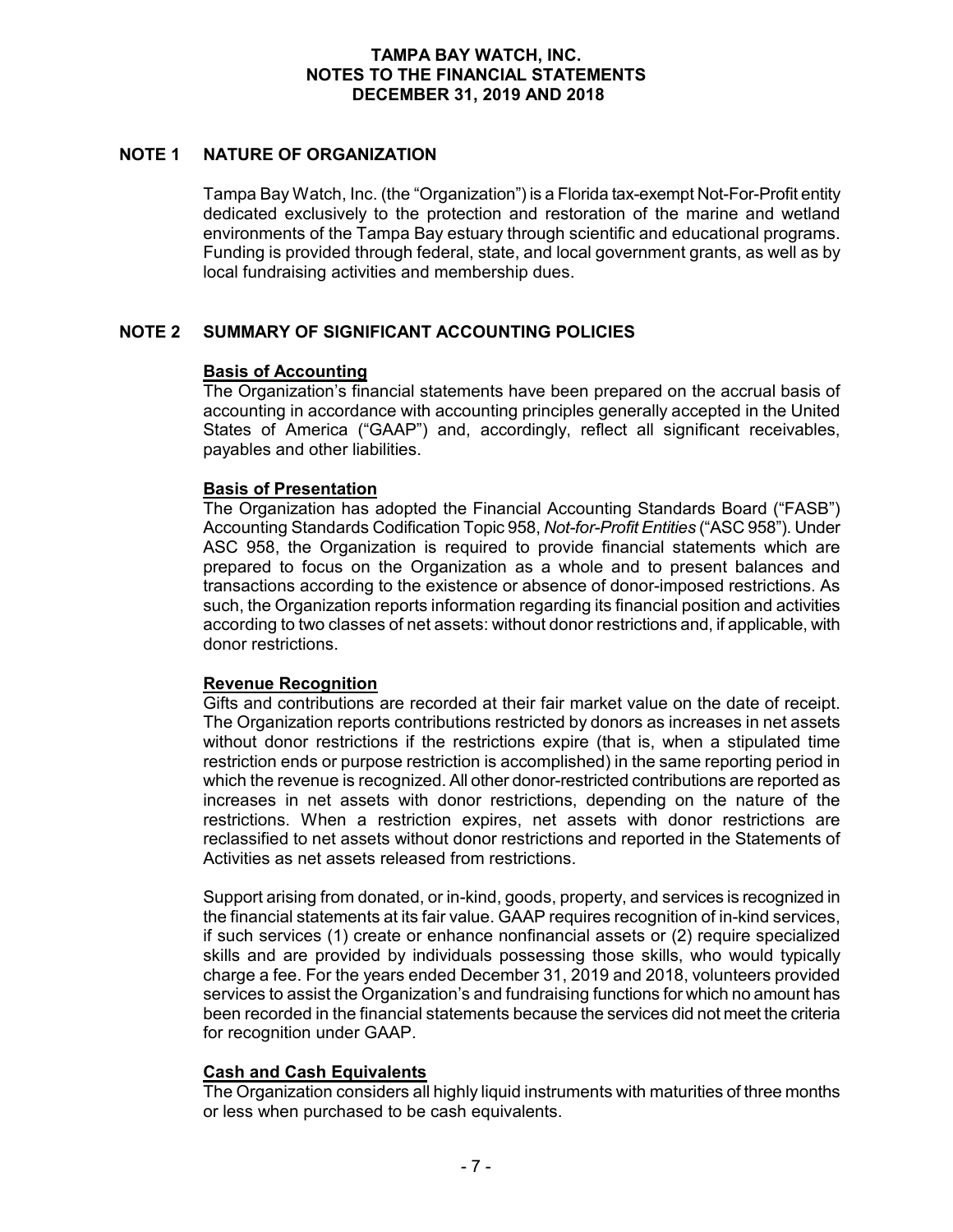**TAMPA BAY WATCH, INC.**
**NOTES TO THE FINANCIAL STATEMENTS**
**DECEMBER 31, 2019 AND 2018**

## NOTE 1 NATURE OF ORGANIZATION

Tampa Bay Watch, Inc. (the "Organization") is a Florida tax-exempt Not-For-Profit entity dedicated exclusively to the protection and restoration of the marine and wetland environments of the Tampa Bay estuary through scientific and educational programs. Funding is provided through federal, state, and local government grants, as well as by local fundraising activities and membership dues.

## NOTE 2 SUMMARY OF SIGNIFICANT ACCOUNTING POLICIES

### Basis of Accounting

The Organization's financial statements have been prepared on the accrual basis of accounting in accordance with accounting principles generally accepted in the United States of America ("GAAP") and, accordingly, reflect all significant receivables, payables and other liabilities.

### Basis of Presentation

The Organization has adopted the Financial Accounting Standards Board ("FASB") Accounting Standards Codification Topic 958, *Not-for-Profit Entities* ("ASC 958"). Under ASC 958, the Organization is required to provide financial statements which are prepared to focus on the Organization as a whole and to present balances and transactions according to the existence or absence of donor-imposed restrictions. As such, the Organization reports information regarding its financial position and activities according to two classes of net assets: without donor restrictions and, if applicable, with donor restrictions.

### Revenue Recognition

Gifts and contributions are recorded at their fair market value on the date of receipt. The Organization reports contributions restricted by donors as increases in net assets without donor restrictions if the restrictions expire (that is, when a stipulated time restriction ends or purpose restriction is accomplished) in the same reporting period in which the revenue is recognized. All other donor-restricted contributions are reported as increases in net assets with donor restrictions, depending on the nature of the restrictions. When a restriction expires, net assets with donor restrictions are reclassified to net assets without donor restrictions and reported in the Statements of Activities as net assets released from restrictions.

Support arising from donated, or in-kind, goods, property, and services is recognized in the financial statements at its fair value. GAAP requires recognition of in-kind services, if such services (1) create or enhance nonfinancial assets or (2) require specialized skills and are provided by individuals possessing those skills, who would typically charge a fee. For the years ended December 31, 2019 and 2018, volunteers provided services to assist the Organization's and fundraising functions for which no amount has been recorded in the financial statements because the services did not meet the criteria for recognition under GAAP.

### Cash and Cash Equivalents

The Organization considers all highly liquid instruments with maturities of three months or less when purchased to be cash equivalents.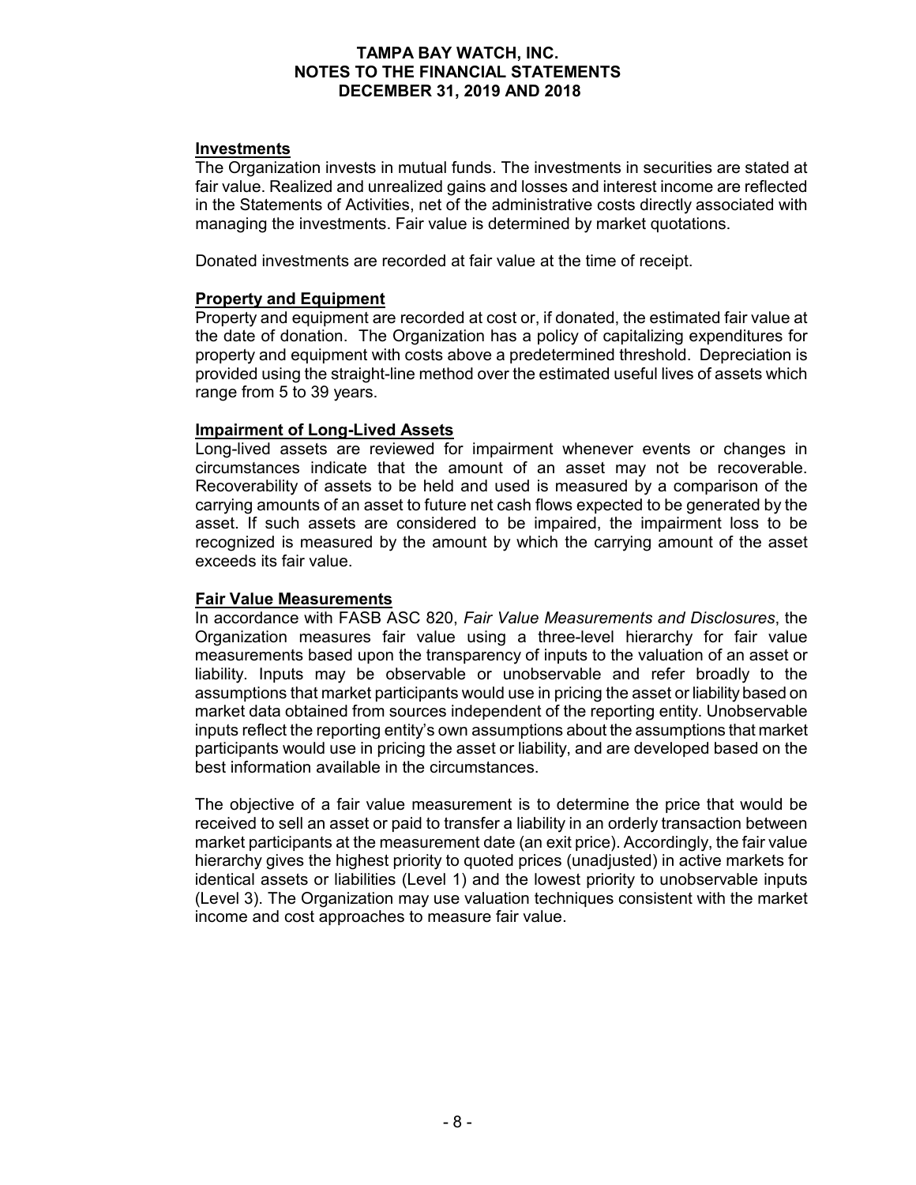### Investments

The Organization invests in mutual funds. The investments in securities are stated at fair value. Realized and unrealized gains and losses and interest income are reflected in the Statements of Activities, net of the administrative costs directly associated with managing the investments. Fair value is determined by market quotations.

Donated investments are recorded at fair value at the time of receipt.

### Property and Equipment

Property and equipment are recorded at cost or, if donated, the estimated fair value at the date of donation. The Organization has a policy of capitalizing expenditures for property and equipment with costs above a predetermined threshold. Depreciation is provided using the straight-line method over the estimated useful lives of assets which range from 5 to 39 years.

### Impairment of Long-Lived Assets

Long-lived assets are reviewed for impairment whenever events or changes in circumstances indicate that the amount of an asset may not be recoverable. Recoverability of assets to be held and used is measured by a comparison of the carrying amounts of an asset to future net cash flows expected to be generated by the asset. If such assets are considered to be impaired, the impairment loss to be recognized is measured by the amount by which the carrying amount of the asset exceeds its fair value.

### Fair Value Measurements

In accordance with FASB ASC 820, *Fair Value Measurements and Disclosures*, the Organization measures fair value using a three-level hierarchy for fair value measurements based upon the transparency of inputs to the valuation of an asset or liability. Inputs may be observable or unobservable and refer broadly to the assumptions that market participants would use in pricing the asset or liability based on market data obtained from sources independent of the reporting entity. Unobservable inputs reflect the reporting entity's own assumptions about the assumptions that market participants would use in pricing the asset or liability, and are developed based on the best information available in the circumstances.

The objective of a fair value measurement is to determine the price that would be received to sell an asset or paid to transfer a liability in an orderly transaction between market participants at the measurement date (an exit price). Accordingly, the fair value hierarchy gives the highest priority to quoted prices (unadjusted) in active markets for identical assets or liabilities (Level 1) and the lowest priority to unobservable inputs (Level 3). The Organization may use valuation techniques consistent with the market income and cost approaches to measure fair value.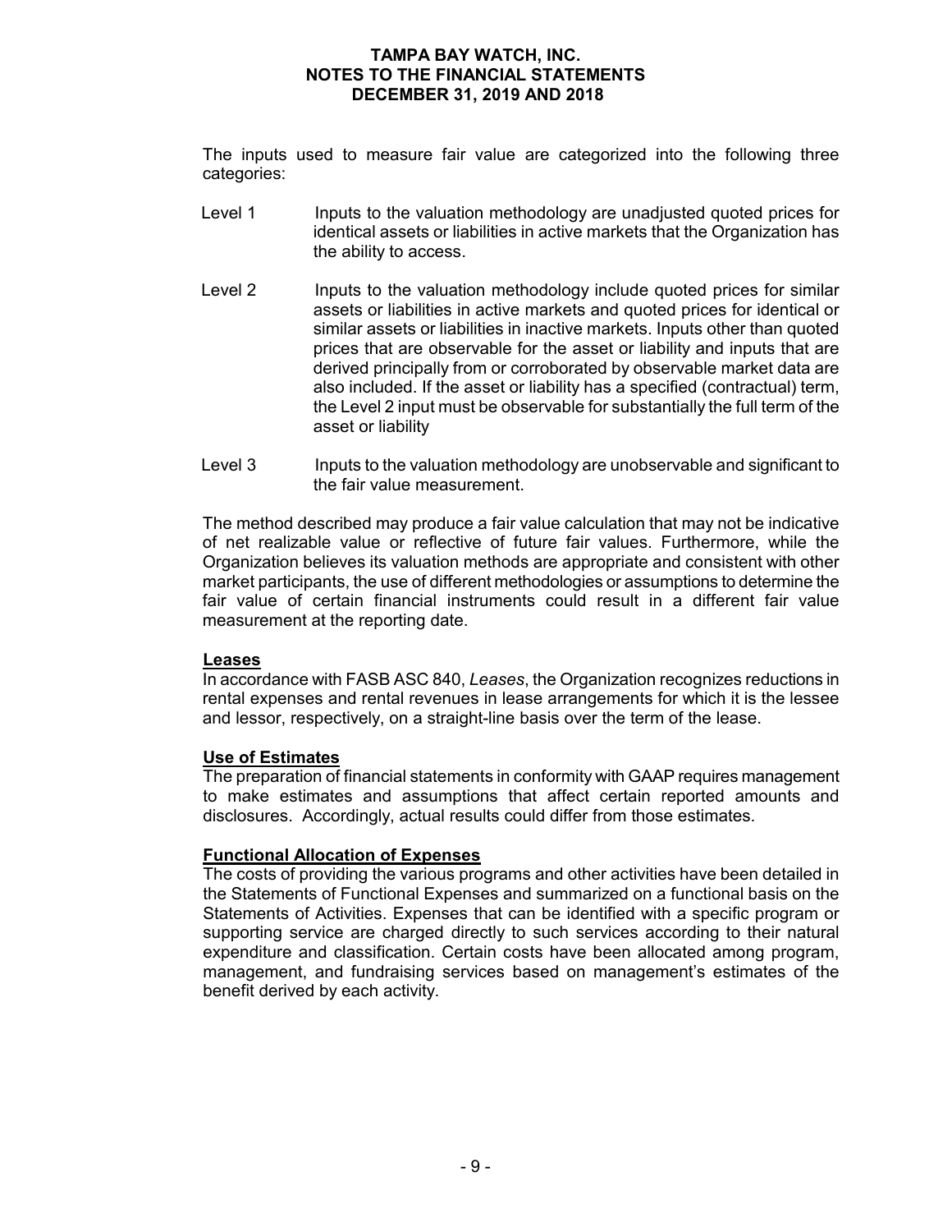The inputs used to measure fair value are categorized into the following three categories:

- Level 1 Inputs to the valuation methodology are unadjusted quoted prices for identical assets or liabilities in active markets that the Organization has the ability to access.

- Level 2 Inputs to the valuation methodology include quoted prices for similar assets or liabilities in active markets and quoted prices for identical or similar assets or liabilities in inactive markets. Inputs other than quoted prices that are observable for the asset or liability and inputs that are derived principally from or corroborated by observable market data are also included. If the asset or liability has a specified (contractual) term, the Level 2 input must be observable for substantially the full term of the asset or liability

- Level 3 Inputs to the valuation methodology are unobservable and significant to the fair value measurement.

The method described may produce a fair value calculation that may not be indicative of net realizable value or reflective of future fair values. Furthermore, while the Organization believes its valuation methods are appropriate and consistent with other market participants, the use of different methodologies or assumptions to determine the fair value of certain financial instruments could result in a different fair value measurement at the reporting date.

**Leases**

In accordance with FASB ASC 840, *Leases*, the Organization recognizes reductions in rental expenses and rental revenues in lease arrangements for which it is the lessee and lessor, respectively, on a straight-line basis over the term of the lease.

**Use of Estimates**

The preparation of financial statements in conformity with GAAP requires management to make estimates and assumptions that affect certain reported amounts and disclosures. Accordingly, actual results could differ from those estimates.

**Functional Allocation of Expenses**

The costs of providing the various programs and other activities have been detailed in the Statements of Functional Expenses and summarized on a functional basis on the Statements of Activities. Expenses that can be identified with a specific program or supporting service are charged directly to such services according to their natural expenditure and classification. Certain costs have been allocated among program, management, and fundraising services based on management's estimates of the benefit derived by each activity.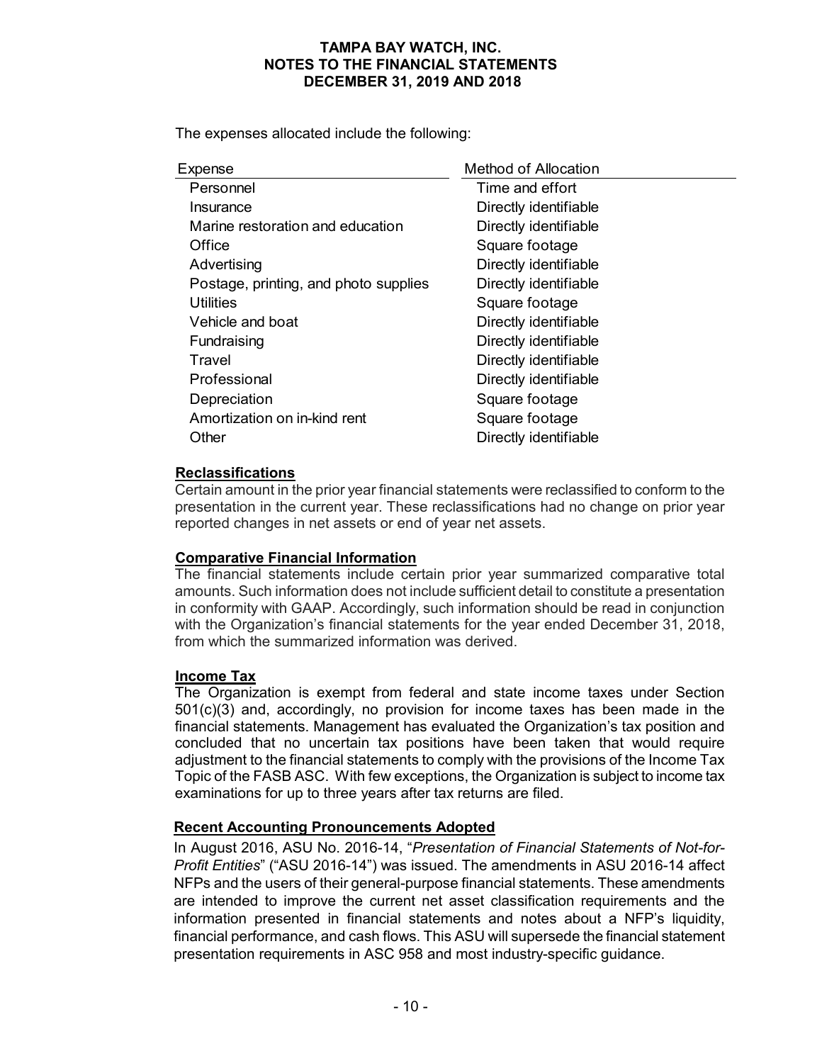The expenses allocated include the following:

| Expense | Method of Allocation |
|---|---|
| Personnel | Time and effort |
| Insurance | Directly identifiable |
| Marine restoration and education | Directly identifiable |
| Office | Square footage |
| Advertising | Directly identifiable |
| Postage, printing, and photo supplies | Directly identifiable |
| Utilities | Square footage |
| Vehicle and boat | Directly identifiable |
| Fundraising | Directly identifiable |
| Travel | Directly identifiable |
| Professional | Directly identifiable |
| Depreciation | Square footage |
| Amortization on in-kind rent | Square footage |
| Other | Directly identifiable |

**Reclassifications**

Certain amount in the prior year financial statements were reclassified to conform to the presentation in the current year. These reclassifications had no change on prior year reported changes in net assets or end of year net assets.

**Comparative Financial Information**

The financial statements include certain prior year summarized comparative total amounts. Such information does not include sufficient detail to constitute a presentation in conformity with GAAP. Accordingly, such information should be read in conjunction with the Organization's financial statements for the year ended December 31, 2018, from which the summarized information was derived.

**Income Tax**

The Organization is exempt from federal and state income taxes under Section 501(c)(3) and, accordingly, no provision for income taxes has been made in the financial statements. Management has evaluated the Organization's tax position and concluded that no uncertain tax positions have been taken that would require adjustment to the financial statements to comply with the provisions of the Income Tax Topic of the FASB ASC. With few exceptions, the Organization is subject to income tax examinations for up to three years after tax returns are filed.

**Recent Accounting Pronouncements Adopted**

In August 2016, ASU No. 2016-14, "*Presentation of Financial Statements of Not-for-Profit Entities*" ("ASU 2016-14") was issued. The amendments in ASU 2016-14 affect NFPs and the users of their general-purpose financial statements. These amendments are intended to improve the current net asset classification requirements and the information presented in financial statements and notes about a NFP's liquidity, financial performance, and cash flows. This ASU will supersede the financial statement presentation requirements in ASC 958 and most industry-specific guidance.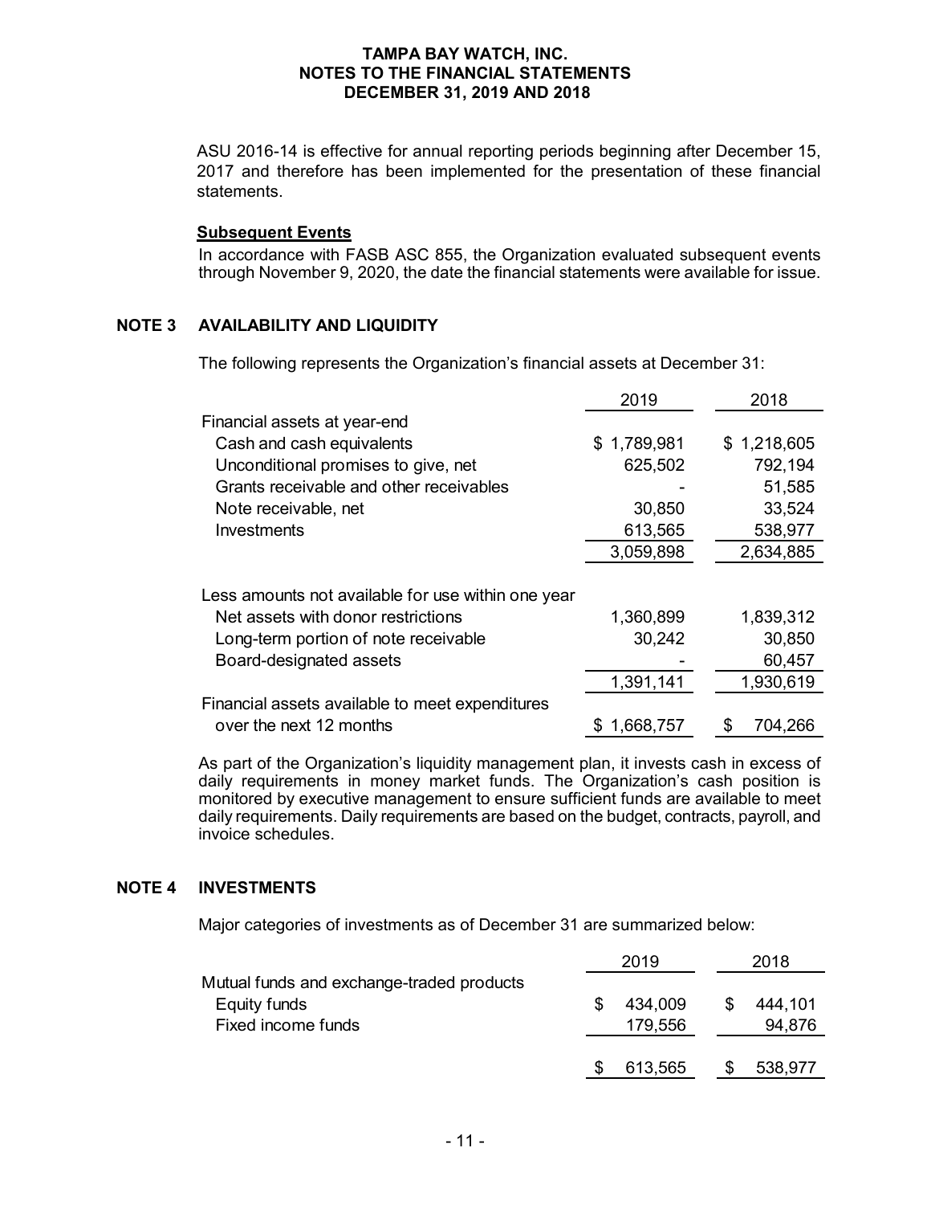ASU 2016-14 is effective for annual reporting periods beginning after December 15, 2017 and therefore has been implemented for the presentation of these financial statements.

**Subsequent Events**

In accordance with FASB ASC 855, the Organization evaluated subsequent events through November 9, 2020, the date the financial statements were available for issue.

## NOTE 3 AVAILABILITY AND LIQUIDITY

The following represents the Organization's financial assets at December 31:

| | 2019 | 2018 |
|---|---|---|
| Financial assets at year-end | | |
| Cash and cash equivalents | $ 1,789,981 | $ 1,218,605 |
| Unconditional promises to give, net | 625,502 | 792,194 |
| Grants receivable and other receivables | - | 51,585 |
| Note receivable, net | 30,850 | 33,524 |
| Investments | 613,565 | 538,977 |
| | 3,059,898 | 2,634,885 |
| Less amounts not available for use within one year | | |
| Net assets with donor restrictions | 1,360,899 | 1,839,312 |
| Long-term portion of note receivable | 30,242 | 30,850 |
| Board-designated assets | - | 60,457 |
| | 1,391,141 | 1,930,619 |
| Financial assets available to meet expenditures over the next 12 months | $ 1,668,757 | $ 704,266 |

As part of the Organization's liquidity management plan, it invests cash in excess of daily requirements in money market funds. The Organization's cash position is monitored by executive management to ensure sufficient funds are available to meet daily requirements. Daily requirements are based on the budget, contracts, payroll, and invoice schedules.

## NOTE 4 INVESTMENTS

Major categories of investments as of December 31 are summarized below:

| | 2019 | 2018 |
|---|---|---|
| Mutual funds and exchange-traded products | | |
| Equity funds | $ 434,009 | $ 444,101 |
| Fixed income funds | 179,556 | 94,876 |
| | $ 613,565 | $ 538,977 |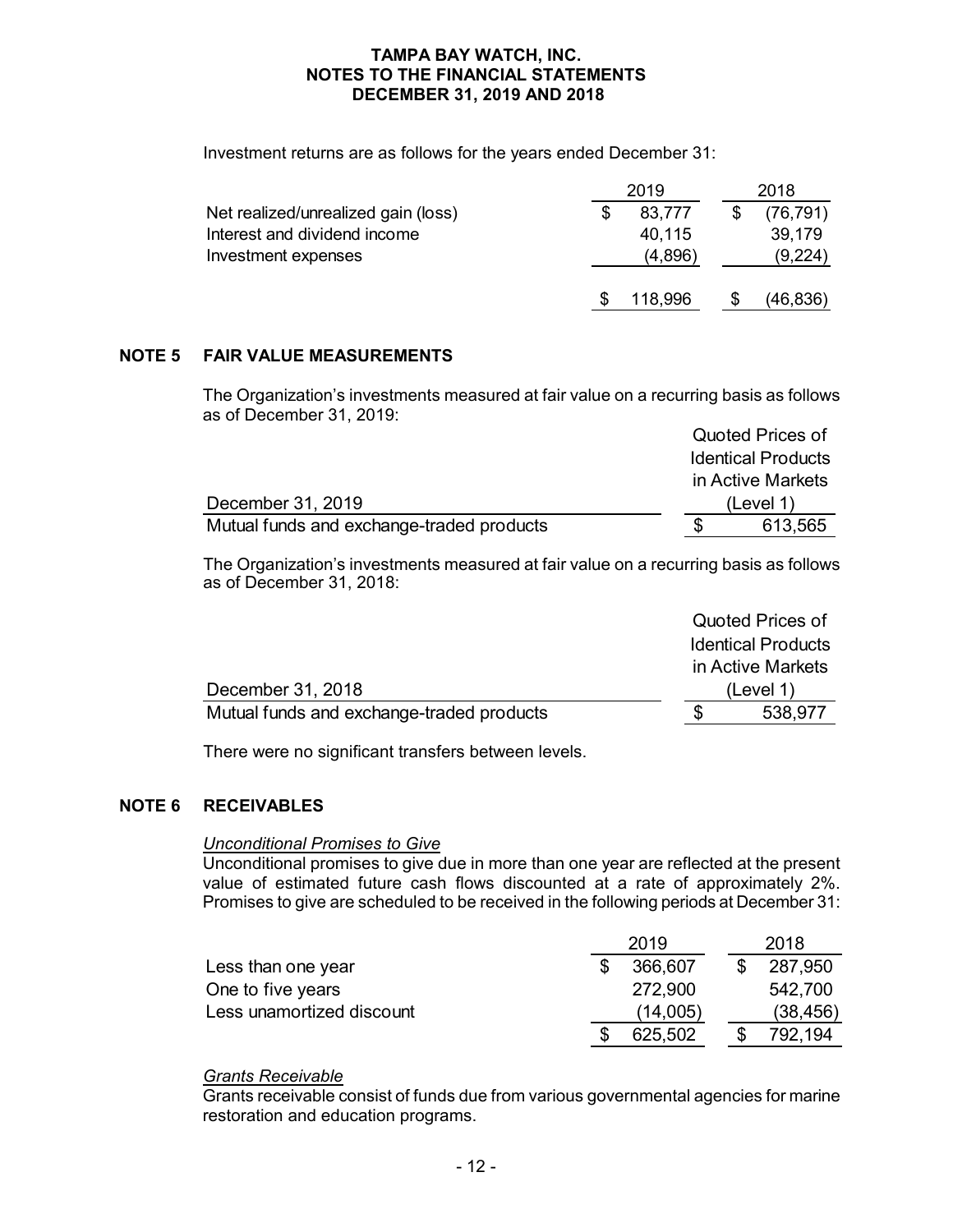Investment returns are as follows for the years ended December 31:

| | 2019 | 2018 |
|---|---|---|
| Net realized/unrealized gain (loss) | $ 83,777 | $ (76,791) |
| Interest and dividend income | 40,115 | 39,179 |
| Investment expenses | (4,896) | (9,224) |
| | $ 118,996 | $ (46,836) |

## NOTE 5 FAIR VALUE MEASUREMENTS

The Organization's investments measured at fair value on a recurring basis as follows as of December 31, 2019:

| December 31, 2019 | Quoted Prices of Identical Products in Active Markets (Level 1) |
|---|---|
| Mutual funds and exchange-traded products | $ 613,565 |

The Organization's investments measured at fair value on a recurring basis as follows as of December 31, 2018:

| December 31, 2018 | Quoted Prices of Identical Products in Active Markets (Level 1) |
|---|---|
| Mutual funds and exchange-traded products | $ 538,977 |

There were no significant transfers between levels.

## NOTE 6 RECEIVABLES

*Unconditional Promises to Give*

Unconditional promises to give due in more than one year are reflected at the present value of estimated future cash flows discounted at a rate of approximately 2%. Promises to give are scheduled to be received in the following periods at December 31:

| | 2019 | 2018 |
|---|---|---|
| Less than one year | $ 366,607 | $ 287,950 |
| One to five years | 272,900 | 542,700 |
| Less unamortized discount | (14,005) | (38,456) |
| | $ 625,502 | $ 792,194 |

*Grants Receivable*

Grants receivable consist of funds due from various governmental agencies for marine restoration and education programs.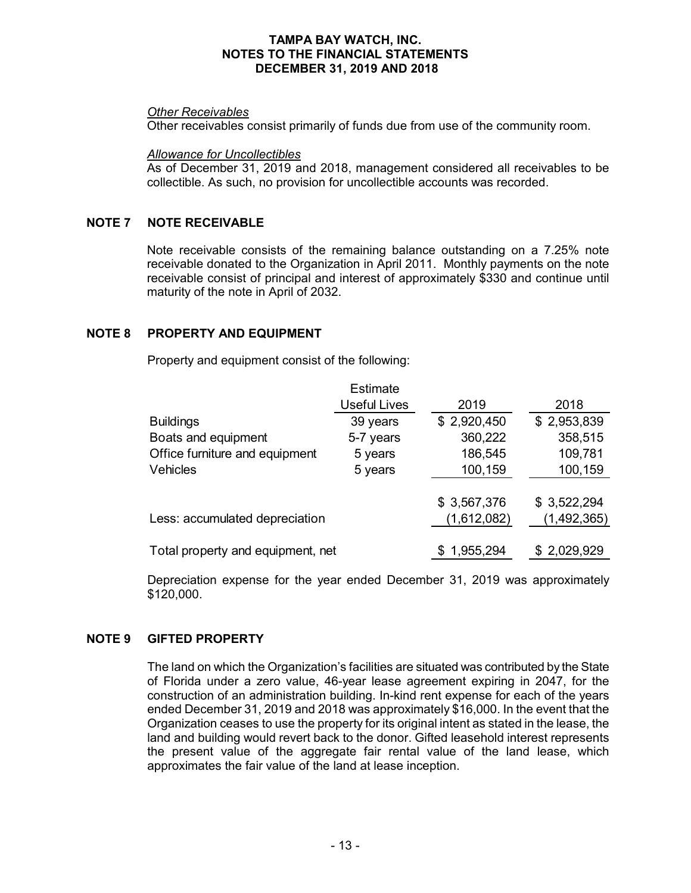*Other Receivables*
Other receivables consist primarily of funds due from use of the community room.

*Allowance for Uncollectibles*
As of December 31, 2019 and 2018, management considered all receivables to be collectible. As such, no provision for uncollectible accounts was recorded.

## NOTE 7 NOTE RECEIVABLE

Note receivable consists of the remaining balance outstanding on a 7.25% note receivable donated to the Organization in April 2011. Monthly payments on the note receivable consist of principal and interest of approximately $330 and continue until maturity of the note in April of 2032.

## NOTE 8 PROPERTY AND EQUIPMENT

Property and equipment consist of the following:

| | Estimate Useful Lives | 2019 | 2018 |
|---|---|---|---|
| Buildings | 39 years | $ 2,920,450 | $ 2,953,839 |
| Boats and equipment | 5-7 years | 360,222 | 358,515 |
| Office furniture and equipment | 5 years | 186,545 | 109,781 |
| Vehicles | 5 years | 100,159 | 100,159 |
| | | $ 3,567,376 | $ 3,522,294 |
| Less: accumulated depreciation | | (1,612,082) | (1,492,365) |
| Total property and equipment, net | | $ 1,955,294 | $ 2,029,929 |

Depreciation expense for the year ended December 31, 2019 was approximately $120,000.

## NOTE 9 GIFTED PROPERTY

The land on which the Organization's facilities are situated was contributed by the State of Florida under a zero value, 46-year lease agreement expiring in 2047, for the construction of an administration building. In-kind rent expense for each of the years ended December 31, 2019 and 2018 was approximately $16,000. In the event that the Organization ceases to use the property for its original intent as stated in the lease, the land and building would revert back to the donor. Gifted leasehold interest represents the present value of the aggregate fair rental value of the land lease, which approximates the fair value of the land at lease inception.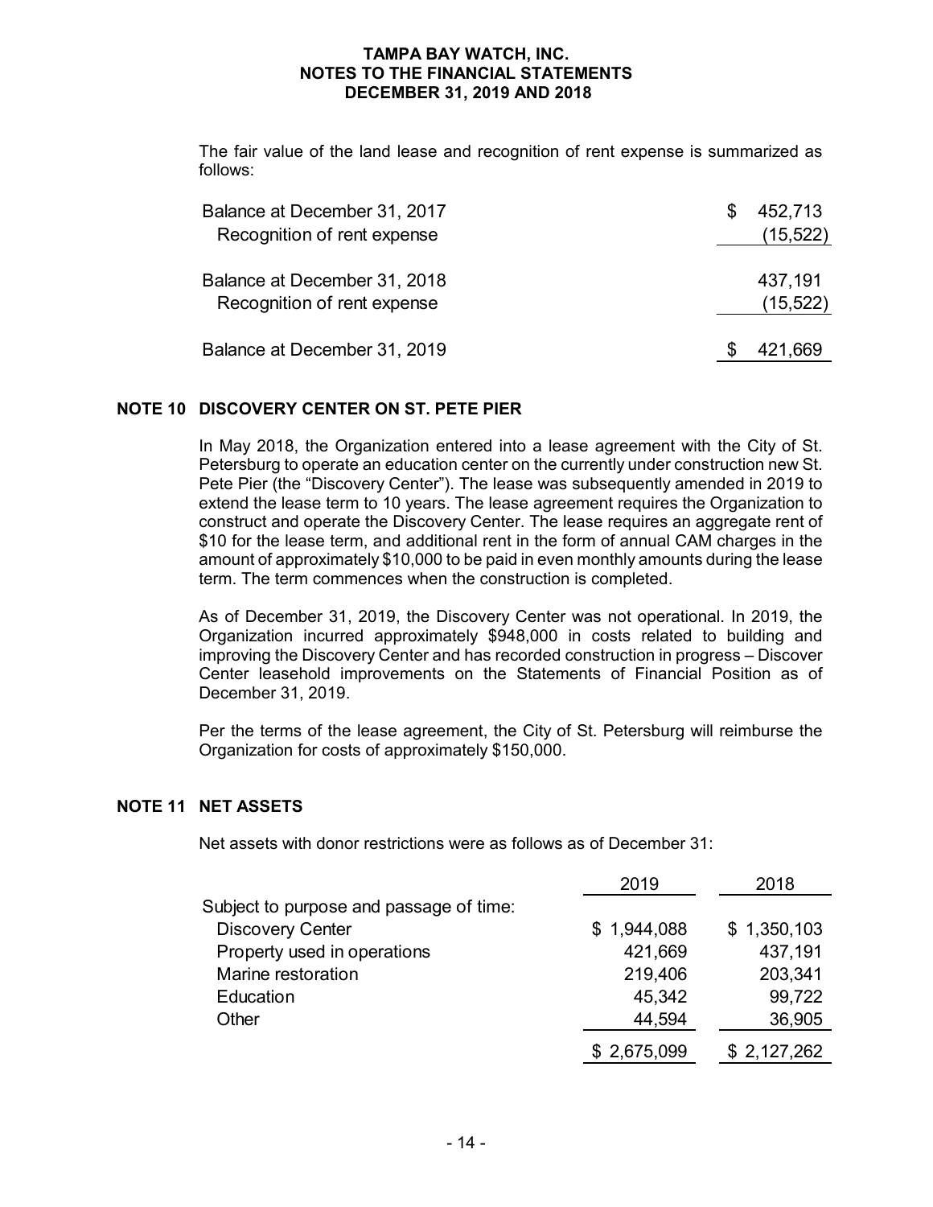The fair value of the land lease and recognition of rent expense is summarized as follows:

| | |
|---|---|
| Balance at December 31, 2017 | $ 452,713 |
| Recognition of rent expense | (15,522) |
| Balance at December 31, 2018 | 437,191 |
| Recognition of rent expense | (15,522) |
| Balance at December 31, 2019 | $ 421,669 |

## NOTE 10 DISCOVERY CENTER ON ST. PETE PIER

In May 2018, the Organization entered into a lease agreement with the City of St. Petersburg to operate an education center on the currently under construction new St. Pete Pier (the "Discovery Center"). The lease was subsequently amended in 2019 to extend the lease term to 10 years. The lease agreement requires the Organization to construct and operate the Discovery Center. The lease requires an aggregate rent of $10 for the lease term, and additional rent in the form of annual CAM charges in the amount of approximately $10,000 to be paid in even monthly amounts during the lease term. The term commences when the construction is completed.

As of December 31, 2019, the Discovery Center was not operational. In 2019, the Organization incurred approximately $948,000 in costs related to building and improving the Discovery Center and has recorded construction in progress – Discover Center leasehold improvements on the Statements of Financial Position as of December 31, 2019.

Per the terms of the lease agreement, the City of St. Petersburg will reimburse the Organization for costs of approximately $150,000.

## NOTE 11 NET ASSETS

Net assets with donor restrictions were as follows as of December 31:

| | 2019 | 2018 |
|---|---|---|
| Subject to purpose and passage of time: | | |
| Discovery Center | $ 1,944,088 | $ 1,350,103 |
| Property used in operations | 421,669 | 437,191 |
| Marine restoration | 219,406 | 203,341 |
| Education | 45,342 | 99,722 |
| Other | 44,594 | 36,905 |
| | $ 2,675,099 | $ 2,127,262 |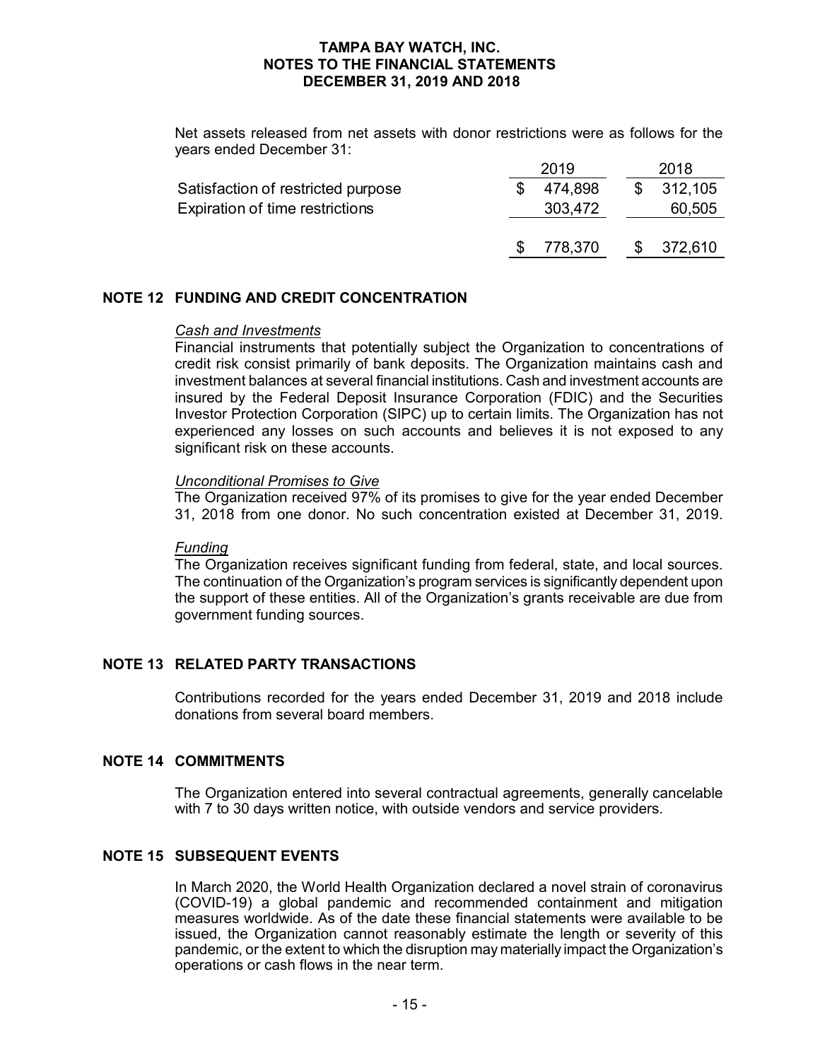Net assets released from net assets with donor restrictions were as follows for the years ended December 31:

| | 2019 | 2018 |
|---|---|---|
| Satisfaction of restricted purpose | $ 474,898 | $ 312,105 |
| Expiration of time restrictions | 303,472 | 60,505 |
| | $ 778,370 | $ 372,610 |

## NOTE 12 FUNDING AND CREDIT CONCENTRATION

*Cash and Investments*

Financial instruments that potentially subject the Organization to concentrations of credit risk consist primarily of bank deposits. The Organization maintains cash and investment balances at several financial institutions. Cash and investment accounts are insured by the Federal Deposit Insurance Corporation (FDIC) and the Securities Investor Protection Corporation (SIPC) up to certain limits. The Organization has not experienced any losses on such accounts and believes it is not exposed to any significant risk on these accounts.

*Unconditional Promises to Give*

The Organization received 97% of its promises to give for the year ended December 31, 2018 from one donor. No such concentration existed at December 31, 2019.

*Funding*

The Organization receives significant funding from federal, state, and local sources. The continuation of the Organization's program services is significantly dependent upon the support of these entities. All of the Organization's grants receivable are due from government funding sources.

## NOTE 13 RELATED PARTY TRANSACTIONS

Contributions recorded for the years ended December 31, 2019 and 2018 include donations from several board members.

## NOTE 14 COMMITMENTS

The Organization entered into several contractual agreements, generally cancelable with 7 to 30 days written notice, with outside vendors and service providers.

## NOTE 15 SUBSEQUENT EVENTS

In March 2020, the World Health Organization declared a novel strain of coronavirus (COVID-19) a global pandemic and recommended containment and mitigation measures worldwide. As of the date these financial statements were available to be issued, the Organization cannot reasonably estimate the length or severity of this pandemic, or the extent to which the disruption may materially impact the Organization's operations or cash flows in the near term.